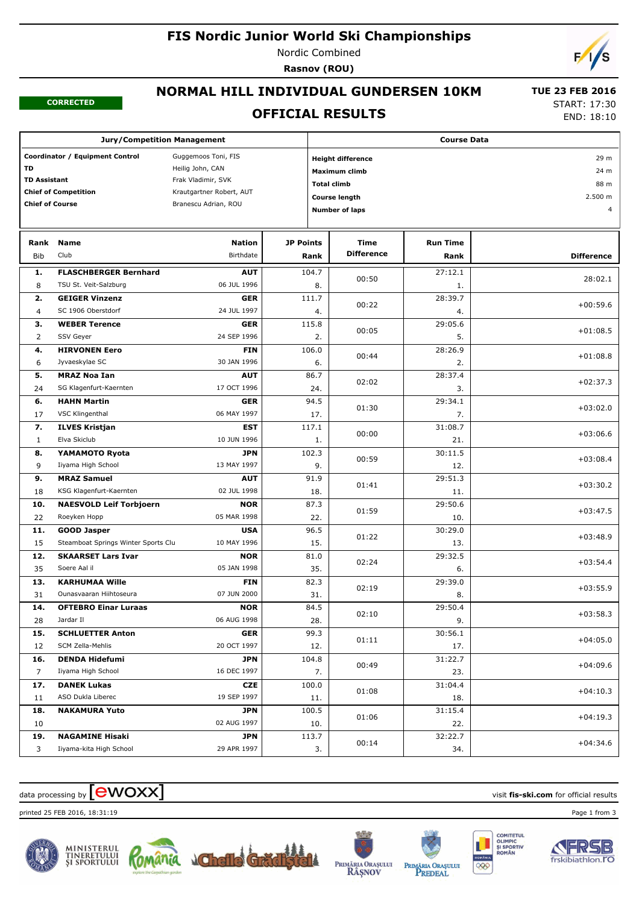# FIS Nordic Junior World Ski Championships

Nordic Combined

**Rasnov (ROU)**

**CORRECTED**

## NORMAL HILL INDIVIDUAL GUNDERSEN 10KM

## OFFICIAL RESULTS

**TUE 23 FEB 2016**

START: 17:30

END: 18:10

| Jury/Competition Management | |
|---|---|
| **Coordinator / Equipment Control** | Guggemoos Toni, FIS |
| **TD** | Heilig John, CAN |
| **TD Assistant** | Frak Vladimir, SVK |
| **Chief of Competition** | Krautgartner Robert, AUT |
| **Chief of Course** | Branescu Adrian, ROU |

| Course Data | |
|---|---|
| **Height difference** | 29 m |
| **Maximum climb** | 24 m |
| **Total climb** | 88 m |
| **Course length** | 2.500 m |
| **Number of laps** | 4 |

| Rank | Bib | Name | Club | Nation | Birthdate | JP Points | JP Rank | Time Difference | Run Time | Run Rank | Difference |
|---|---|---|---|---|---|---|---|---|---|---|---|
| 1. | 8 | **FLASCHBERGER Bernhard** | TSU St. Veit-Salzburg | AUT | 06 JUL 1996 | 104.7 | 8. | 00:50 | 27:12.1 | 1. | 28:02.1 |
| 2. | 4 | **GEIGER Vinzenz** | SC 1906 Oberstdorf | GER | 24 JUL 1997 | 111.7 | 4. | 00:22 | 28:39.7 | 4. | +00:59.6 |
| 3. | 2 | **WEBER Terence** | SSV Geyer | GER | 24 SEP 1996 | 115.8 | 2. | 00:05 | 29:05.6 | 5. | +01:08.5 |
| 4. | 6 | **HIRVONEN Eero** | Jyvaeskylae SC | FIN | 30 JAN 1996 | 106.0 | 6. | 00:44 | 28:26.9 | 2. | +01:08.8 |
| 5. | 24 | **MRAZ Noa Ian** | SG Klagenfurt-Kaernten | AUT | 17 OCT 1996 | 86.7 | 24. | 02:02 | 28:37.4 | 3. | +02:37.3 |
| 6. | 17 | **HAHN Martin** | VSC Klingenthal | GER | 06 MAY 1997 | 94.5 | 17. | 01:30 | 29:34.1 | 7. | +03:02.0 |
| 7. | 1 | **ILVES Kristjan** | Elva Skiclub | EST | 10 JUN 1996 | 117.1 | 1. | 00:00 | 31:08.7 | 21. | +03:06.6 |
| 8. | 9 | **YAMAMOTO Ryota** | Iiyama High School | JPN | 13 MAY 1997 | 102.3 | 9. | 00:59 | 30:11.5 | 12. | +03:08.4 |
| 9. | 18 | **MRAZ Samuel** | KSG Klagenfurt-Kaernten | AUT | 02 JUL 1998 | 91.9 | 18. | 01:41 | 29:51.3 | 11. | +03:30.2 |
| 10. | 22 | **NAESVOLD Leif Torbjoern** | Roeyken Hopp | NOR | 05 MAR 1998 | 87.3 | 22. | 01:59 | 29:50.6 | 10. | +03:47.5 |
| 11. | 15 | **GOOD Jasper** | Steamboat Springs Winter Sports Clu | USA | 10 MAY 1996 | 96.5 | 15. | 01:22 | 30:29.0 | 13. | +03:48.9 |
| 12. | 35 | **SKAARSET Lars Ivar** | Soere Aal il | NOR | 05 JAN 1998 | 81.0 | 35. | 02:24 | 29:32.5 | 6. | +03:54.4 |
| 13. | 31 | **KARHUMAA Wille** | Ounasvaaran Hiihtoseura | FIN | 07 JUN 2000 | 82.3 | 31. | 02:19 | 29:39.0 | 8. | +03:55.9 |
| 14. | 28 | **OFTEBRO Einar Luraas** | Jardar Il | NOR | 06 AUG 1998 | 84.5 | 28. | 02:10 | 29:50.4 | 9. | +03:58.3 |
| 15. | 12 | **SCHLUETTER Anton** | SCM Zella-Mehlis | GER | 20 OCT 1997 | 99.3 | 12. | 01:11 | 30:56.1 | 17. | +04:05.0 |
| 16. | 7 | **DENDA Hidefumi** | Iiyama High School | JPN | 16 DEC 1997 | 104.8 | 7. | 00:49 | 31:22.7 | 23. | +04:09.6 |
| 17. | 11 | **DANEK Lukas** | ASO Dukla Liberec | CZE | 19 SEP 1997 | 100.0 | 11. | 01:08 | 31:04.4 | 18. | +04:10.3 |
| 18. | 10 | **NAKAMURA Yuto** | | JPN | 02 AUG 1997 | 100.5 | 10. | 01:06 | 31:15.4 | 22. | +04:19.3 |
| 19. | 3 | **NAGAMINE Hisaki** | Iiyama-kita High School | JPN | 29 APR 1997 | 113.7 | 3. | 00:14 | 32:22.7 | 34. | +04:34.6 |

data processing by ewoxx — visit **fis-ski.com** for official results

printed 25 FEB 2016, 18:31:19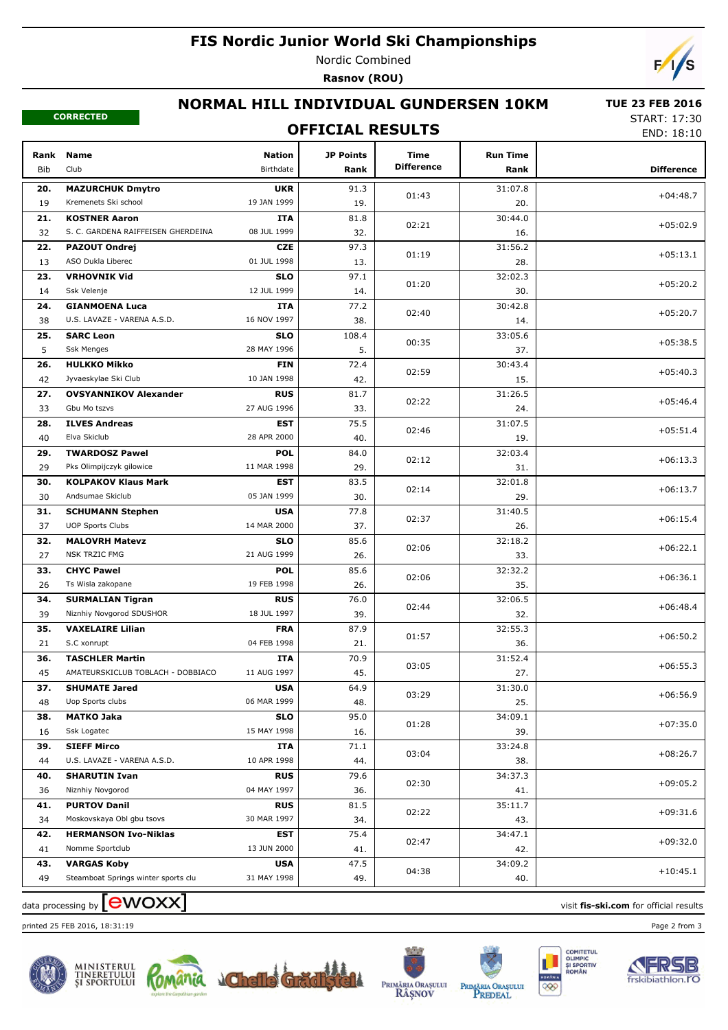# FIS Nordic Junior World Ski Championships

Nordic Combined

**Rasnov (ROU)**

## NORMAL HILL INDIVIDUAL GUNDERSEN 10KM

**TUE 23 FEB 2016**

START: 17:30

END: 18:10

**CORRECTED**

### OFFICIAL RESULTS

| Rank / Bib | Name / Club | Nation / Birthdate | JP Points / Rank | Time Difference | Run Time / Rank | Difference |
|---|---|---|---|---|---|---|
| **20.** / 19 | **MAZURCHUK Dmytro** / Kremenets Ski school | **UKR** / 19 JAN 1999 | 91.3 / 19. | 01:43 | 31:07.8 / 20. | +04:48.7 |
| **21.** / 32 | **KOSTNER Aaron** / S. C. GARDENA RAIFFEISEN GHERDEINA | **ITA** / 08 JUL 1999 | 81.8 / 32. | 02:21 | 30:44.0 / 16. | +05:02.9 |
| **22.** / 13 | **PAZOUT Ondrej** / ASO Dukla Liberec | **CZE** / 01 JUL 1998 | 97.3 / 13. | 01:19 | 31:56.2 / 28. | +05:13.1 |
| **23.** / 14 | **VRHOVNIK Vid** / Ssk Velenje | **SLO** / 12 JUL 1999 | 97.1 / 14. | 01:20 | 32:02.3 / 30. | +05:20.2 |
| **24.** / 38 | **GIANMOENA Luca** / U.S. LAVAZE - VARENA A.S.D. | **ITA** / 16 NOV 1997 | 77.2 / 38. | 02:40 | 30:42.8 / 14. | +05:20.7 |
| **25.** / 5 | **SARC Leon** / Ssk Menges | **SLO** / 28 MAY 1996 | 108.4 / 5. | 00:35 | 33:05.6 / 37. | +05:38.5 |
| **26.** / 42 | **HULKKO Mikko** / Jyvaeskylae Ski Club | **FIN** / 10 JAN 1998 | 72.4 / 42. | 02:59 | 30:43.4 / 15. | +05:40.3 |
| **27.** / 33 | **OVSYANNIKOV Alexander** / Gbu Mo tszvs | **RUS** / 27 AUG 1996 | 81.7 / 33. | 02:22 | 31:26.5 / 24. | +05:46.4 |
| **28.** / 40 | **ILVES Andreas** / Elva Skiclub | **EST** / 28 APR 2000 | 75.5 / 40. | 02:46 | 31:07.5 / 19. | +05:51.4 |
| **29.** / 29 | **TWARDOSZ Pawel** / Pks Olimpijczyk gilowice | **POL** / 11 MAR 1998 | 84.0 / 29. | 02:12 | 32:03.4 / 31. | +06:13.3 |
| **30.** / 30 | **KOLPAKOV Klaus Mark** / Andsumae Skiclub | **EST** / 05 JAN 1999 | 83.5 / 30. | 02:14 | 32:01.8 / 29. | +06:13.7 |
| **31.** / 37 | **SCHUMANN Stephen** / UOP Sports Clubs | **USA** / 14 MAR 2000 | 77.8 / 37. | 02:37 | 31:40.5 / 26. | +06:15.4 |
| **32.** / 27 | **MALOVRH Matevz** / NSK TRZIC FMG | **SLO** / 21 AUG 1999 | 85.6 / 26. | 02:06 | 32:18.2 / 33. | +06:22.1 |
| **33.** / 26 | **CHYC Pawel** / Ts Wisla zakopane | **POL** / 19 FEB 1998 | 85.6 / 26. | 02:06 | 32:32.2 / 35. | +06:36.1 |
| **34.** / 39 | **SURMALIAN Tigran** / Niznhiy Novgorod SDUSHOR | **RUS** / 18 JUL 1997 | 76.0 / 39. | 02:44 | 32:06.5 / 32. | +06:48.4 |
| **35.** / 21 | **VAXELAIRE Lilian** / S.C xonrupt | **FRA** / 04 FEB 1998 | 87.9 / 21. | 01:57 | 32:55.3 / 36. | +06:50.2 |
| **36.** / 45 | **TASCHLER Martin** / AMATEURSKICLUB TOBLACH - DOBBIACO | **ITA** / 11 AUG 1997 | 70.9 / 45. | 03:05 | 31:52.4 / 27. | +06:55.3 |
| **37.** / 48 | **SHUMATE Jared** / Uop Sports clubs | **USA** / 06 MAR 1999 | 64.9 / 48. | 03:29 | 31:30.0 / 25. | +06:56.9 |
| **38.** / 16 | **MATKO Jaka** / Ssk Logatec | **SLO** / 15 MAY 1998 | 95.0 / 16. | 01:28 | 34:09.1 / 39. | +07:35.0 |
| **39.** / 44 | **SIEFF Mirco** / U.S. LAVAZE - VARENA A.S.D. | **ITA** / 10 APR 1998 | 71.1 / 44. | 03:04 | 33:24.8 / 38. | +08:26.7 |
| **40.** / 36 | **SHARUTIN Ivan** / Niznhiy Novgorod | **RUS** / 04 MAY 1997 | 79.6 / 36. | 02:30 | 34:37.3 / 41. | +09:05.2 |
| **41.** / 34 | **PURTOV Danil** / Moskovskaya Obl gbu tsovs | **RUS** / 30 MAR 1997 | 81.5 / 34. | 02:22 | 35:11.7 / 43. | +09:31.6 |
| **42.** / 41 | **HERMANSON Ivo-Niklas** / Nomme Sportclub | **EST** / 13 JUN 2000 | 75.4 / 41. | 02:47 | 34:47.1 / 42. | +09:32.0 |
| **43.** / 49 | **VARGAS Koby** / Steamboat Springs winter sports clu | **USA** / 31 MAY 1998 | 47.5 / 49. | 04:38 | 34:09.2 / 40. | +10:45.1 |

data processing by ewoxx

visit **fis-ski.com** for official results

printed 25 FEB 2016, 18:31:19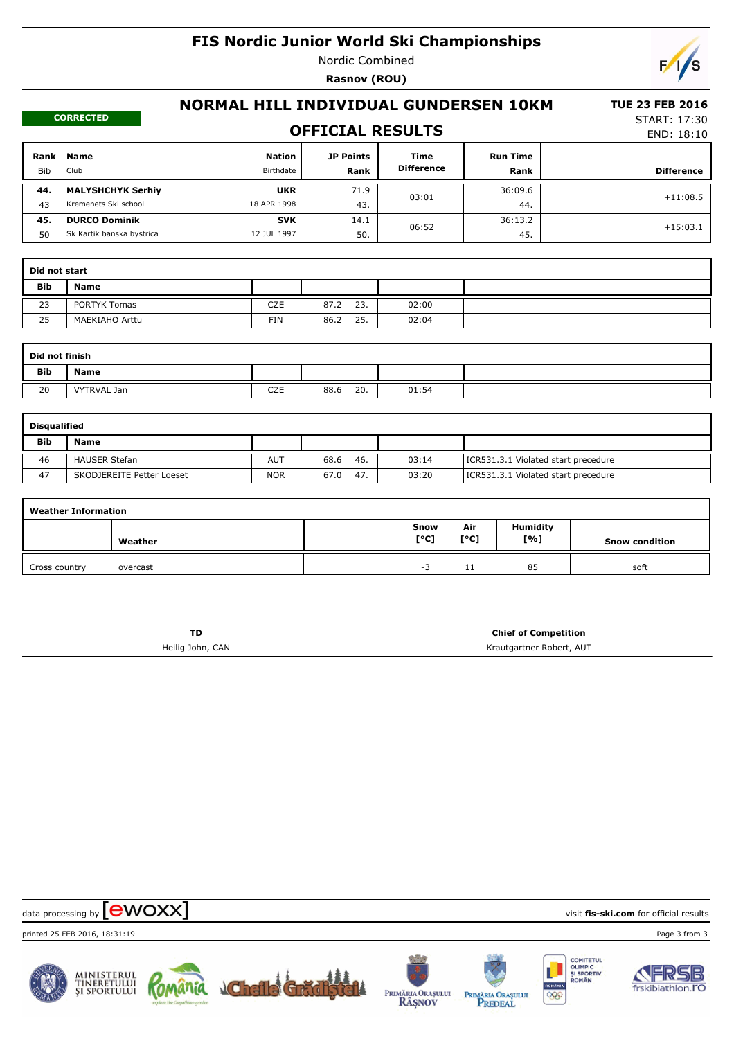# FIS Nordic Junior World Ski Championships

Nordic Combined

**Rasnov (ROU)**

## NORMAL HILL INDIVIDUAL GUNDERSEN 10KM

**CORRECTED**

**TUE 23 FEB 2016**

START: 17:30

END: 18:10

### OFFICIAL RESULTS

| Rank / Bib | Name / Club | Nation / Birthdate | JP Points / Rank | Time Difference | Run Time / Rank | Difference |
|---|---|---|---|---|---|---|
| **44.** / 43 | **MALYSHCHYK Serhiy** / Kremenets Ski school | **UKR** / 18 APR 1998 | 71.9 / 43. | 03:01 | 36:09.6 / 44. | +11:08.5 |
| **45.** / 50 | **DURCO Dominik** / Sk Kartik banska bystrica | **SVK** / 12 JUL 1997 | 14.1 / 50. | 06:52 | 36:13.2 / 45. | +15:03.1 |

**Did not start**

| Bib | Name | | | | |
|---|---|---|---|---|---|
| 23 | PORTYK Tomas | CZE | 87.2 23. | 02:00 | |
| 25 | MAEKIAHO Arttu | FIN | 86.2 25. | 02:04 | |

**Did not finish**

| Bib | Name | | | | |
|---|---|---|---|---|---|
| 20 | VYTRVAL Jan | CZE | 88.6 20. | 01:54 | |

**Disqualified**

| Bib | Name | | | | |
|---|---|---|---|---|---|
| 46 | HAUSER Stefan | AUT | 68.6 46. | 03:14 | ICR531.3.1 Violated start precedure |
| 47 | SKODJEREITE Petter Loeset | NOR | 67.0 47. | 03:20 | ICR531.3.1 Violated start precedure |

**Weather Information**

| | Weather | Snow [°C] | Air [°C] | Humidity [%] | Snow condition |
|---|---|---|---|---|---|
| Cross country | overcast | -3 | 11 | 85 | soft |

**TD**
Heilig John, CAN

**Chief of Competition**
Krautgartner Robert, AUT

data processing by [ewoxx]

visit **fis-ski.com** for official results

printed 25 FEB 2016, 18:31:19